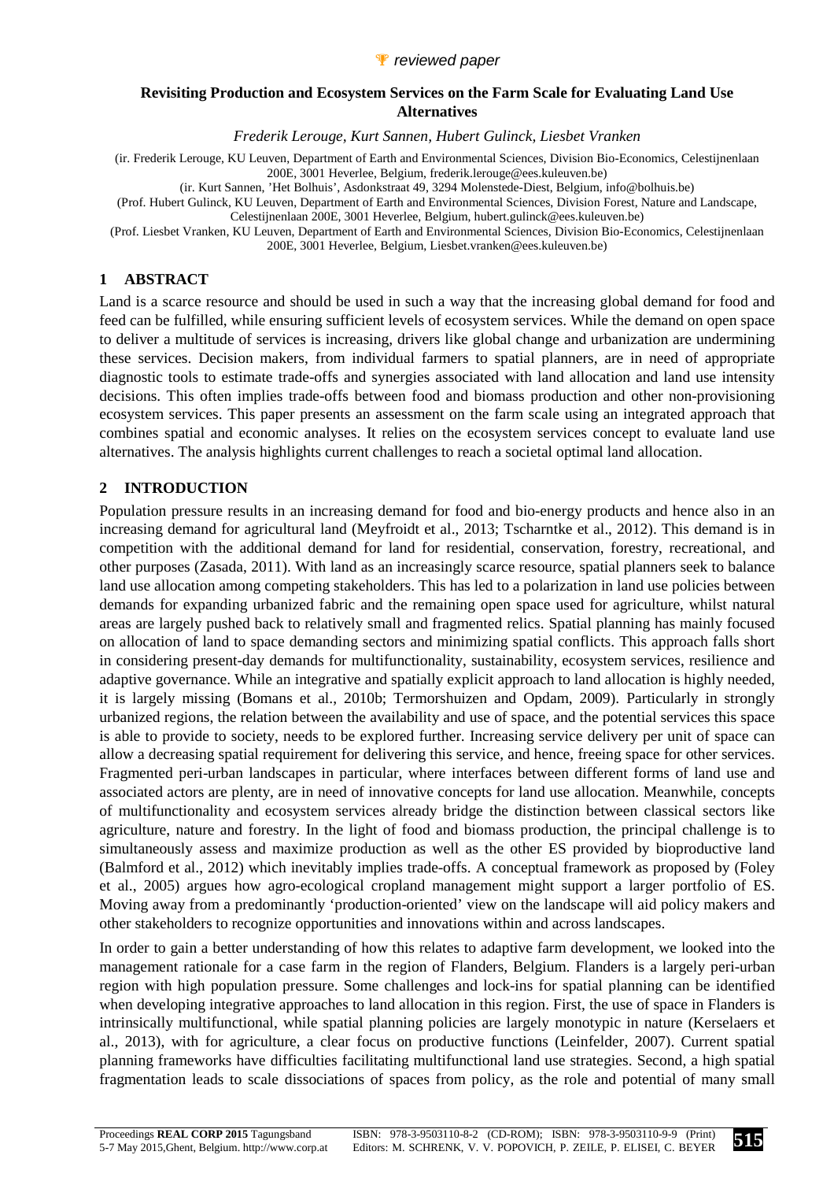reviewed paper

# Revisiting Production and Ecosystem Services on the Farm Scale for Evaluating Land Use Alternatives

*Frederik Lerouge, Kurt Sannen, Hubert Gulinck, Liesbet Vranken*

(ir. Frederik Lerouge, KU Leuven, Department of Earth and Environmental Sciences, Division Bio-Economics, Celestijnenlaan 200E, 3001 Heverlee, Belgium, frederik.lerouge@ees.kuleuven.be)
(ir. Kurt Sannen, 'Het Bolhuis', Asdonkstraat 49, 3294 Molenstede-Diest, Belgium, info@bolhuis.be)
(Prof. Hubert Gulinck, KU Leuven, Department of Earth and Environmental Sciences, Division Forest, Nature and Landscape, Celestijnenlaan 200E, 3001 Heverlee, Belgium, hubert.gulinck@ees.kuleuven.be)
(Prof. Liesbet Vranken, KU Leuven, Department of Earth and Environmental Sciences, Division Bio-Economics, Celestijnenlaan 200E, 3001 Heverlee, Belgium, Liesbet.vranken@ees.kuleuven.be)

## 1 ABSTRACT

Land is a scarce resource and should be used in such a way that the increasing global demand for food and feed can be fulfilled, while ensuring sufficient levels of ecosystem services. While the demand on open space to deliver a multitude of services is increasing, drivers like global change and urbanization are undermining these services. Decision makers, from individual farmers to spatial planners, are in need of appropriate diagnostic tools to estimate trade-offs and synergies associated with land allocation and land use intensity decisions. This often implies trade-offs between food and biomass production and other non-provisioning ecosystem services. This paper presents an assessment on the farm scale using an integrated approach that combines spatial and economic analyses. It relies on the ecosystem services concept to evaluate land use alternatives. The analysis highlights current challenges to reach a societal optimal land allocation.

## 2 INTRODUCTION

Population pressure results in an increasing demand for food and bio-energy products and hence also in an increasing demand for agricultural land (Meyfroidt et al., 2013; Tscharntke et al., 2012). This demand is in competition with the additional demand for land for residential, conservation, forestry, recreational, and other purposes (Zasada, 2011). With land as an increasingly scarce resource, spatial planners seek to balance land use allocation among competing stakeholders. This has led to a polarization in land use policies between demands for expanding urbanized fabric and the remaining open space used for agriculture, whilst natural areas are largely pushed back to relatively small and fragmented relics. Spatial planning has mainly focused on allocation of land to space demanding sectors and minimizing spatial conflicts. This approach falls short in considering present-day demands for multifunctionality, sustainability, ecosystem services, resilience and adaptive governance. While an integrative and spatially explicit approach to land allocation is highly needed, it is largely missing (Bomans et al., 2010b; Termorshuizen and Opdam, 2009). Particularly in strongly urbanized regions, the relation between the availability and use of space, and the potential services this space is able to provide to society, needs to be explored further. Increasing service delivery per unit of space can allow a decreasing spatial requirement for delivering this service, and hence, freeing space for other services. Fragmented peri-urban landscapes in particular, where interfaces between different forms of land use and associated actors are plenty, are in need of innovative concepts for land use allocation. Meanwhile, concepts of multifunctionality and ecosystem services already bridge the distinction between classical sectors like agriculture, nature and forestry. In the light of food and biomass production, the principal challenge is to simultaneously assess and maximize production as well as the other ES provided by bioproductive land (Balmford et al., 2012) which inevitably implies trade-offs. A conceptual framework as proposed by (Foley et al., 2005) argues how agro-ecological cropland management might support a larger portfolio of ES. Moving away from a predominantly 'production-oriented' view on the landscape will aid policy makers and other stakeholders to recognize opportunities and innovations within and across landscapes.

In order to gain a better understanding of how this relates to adaptive farm development, we looked into the management rationale for a case farm in the region of Flanders, Belgium. Flanders is a largely peri-urban region with high population pressure. Some challenges and lock-ins for spatial planning can be identified when developing integrative approaches to land allocation in this region. First, the use of space in Flanders is intrinsically multifunctional, while spatial planning policies are largely monotypic in nature (Kerselaers et al., 2013), with for agriculture, a clear focus on productive functions (Leinfelder, 2007). Current spatial planning frameworks have difficulties facilitating multifunctional land use strategies. Second, a high spatial fragmentation leads to scale dissociations of spaces from policy, as the role and potential of many small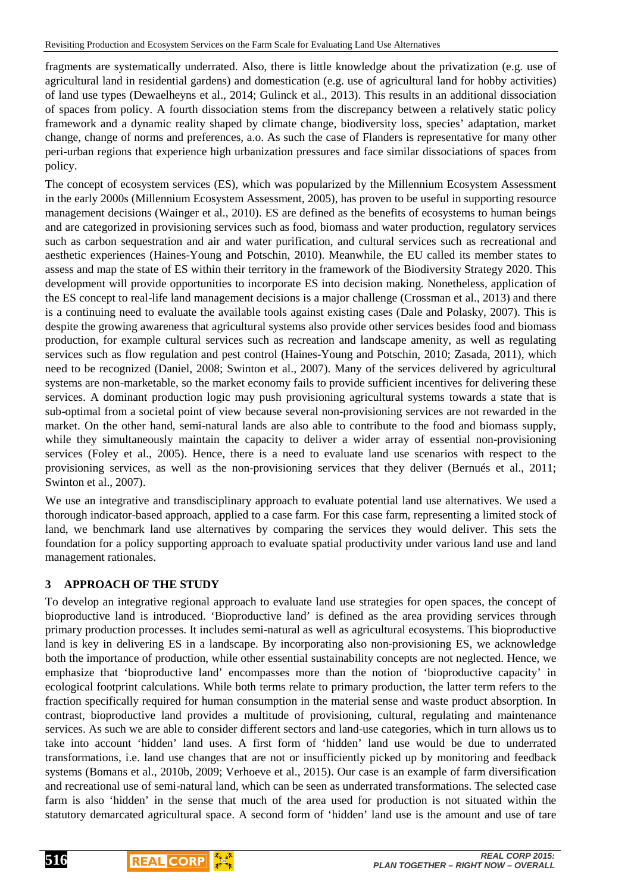fragments are systematically underrated. Also, there is little knowledge about the privatization (e.g. use of agricultural land in residential gardens) and domestication (e.g. use of agricultural land for hobby activities) of land use types (Dewaelheyns et al., 2014; Gulinck et al., 2013). This results in an additional dissociation of spaces from policy. A fourth dissociation stems from the discrepancy between a relatively static policy framework and a dynamic reality shaped by climate change, biodiversity loss, species' adaptation, market change, change of norms and preferences, a.o. As such the case of Flanders is representative for many other peri-urban regions that experience high urbanization pressures and face similar dissociations of spaces from policy.

The concept of ecosystem services (ES), which was popularized by the Millennium Ecosystem Assessment in the early 2000s (Millennium Ecosystem Assessment, 2005), has proven to be useful in supporting resource management decisions (Wainger et al., 2010). ES are defined as the benefits of ecosystems to human beings and are categorized in provisioning services such as food, biomass and water production, regulatory services such as carbon sequestration and air and water purification, and cultural services such as recreational and aesthetic experiences (Haines-Young and Potschin, 2010). Meanwhile, the EU called its member states to assess and map the state of ES within their territory in the framework of the Biodiversity Strategy 2020. This development will provide opportunities to incorporate ES into decision making. Nonetheless, application of the ES concept to real-life land management decisions is a major challenge (Crossman et al., 2013) and there is a continuing need to evaluate the available tools against existing cases (Dale and Polasky, 2007). This is despite the growing awareness that agricultural systems also provide other services besides food and biomass production, for example cultural services such as recreation and landscape amenity, as well as regulating services such as flow regulation and pest control (Haines-Young and Potschin, 2010; Zasada, 2011), which need to be recognized (Daniel, 2008; Swinton et al., 2007). Many of the services delivered by agricultural systems are non-marketable, so the market economy fails to provide sufficient incentives for delivering these services. A dominant production logic may push provisioning agricultural systems towards a state that is sub-optimal from a societal point of view because several non-provisioning services are not rewarded in the market. On the other hand, semi-natural lands are also able to contribute to the food and biomass supply, while they simultaneously maintain the capacity to deliver a wider array of essential non-provisioning services (Foley et al., 2005). Hence, there is a need to evaluate land use scenarios with respect to the provisioning services, as well as the non-provisioning services that they deliver (Bernués et al., 2011; Swinton et al., 2007).

We use an integrative and transdisciplinary approach to evaluate potential land use alternatives. We used a thorough indicator-based approach, applied to a case farm. For this case farm, representing a limited stock of land, we benchmark land use alternatives by comparing the services they would deliver. This sets the foundation for a policy supporting approach to evaluate spatial productivity under various land use and land management rationales.

## 3 APPROACH OF THE STUDY

To develop an integrative regional approach to evaluate land use strategies for open spaces, the concept of bioproductive land is introduced. 'Bioproductive land' is defined as the area providing services through primary production processes. It includes semi-natural as well as agricultural ecosystems. This bioproductive land is key in delivering ES in a landscape. By incorporating also non-provisioning ES, we acknowledge both the importance of production, while other essential sustainability concepts are not neglected. Hence, we emphasize that 'bioproductive land' encompasses more than the notion of 'bioproductive capacity' in ecological footprint calculations. While both terms relate to primary production, the latter term refers to the fraction specifically required for human consumption in the material sense and waste product absorption. In contrast, bioproductive land provides a multitude of provisioning, cultural, regulating and maintenance services. As such we are able to consider different sectors and land-use categories, which in turn allows us to take into account 'hidden' land uses. A first form of 'hidden' land use would be due to underrated transformations, i.e. land use changes that are not or insufficiently picked up by monitoring and feedback systems (Bomans et al., 2010b, 2009; Verhoeve et al., 2015). Our case is an example of farm diversification and recreational use of semi-natural land, which can be seen as underrated transformations. The selected case farm is also 'hidden' in the sense that much of the area used for production is not situated within the statutory demarcated agricultural space. A second form of 'hidden' land use is the amount and use of tare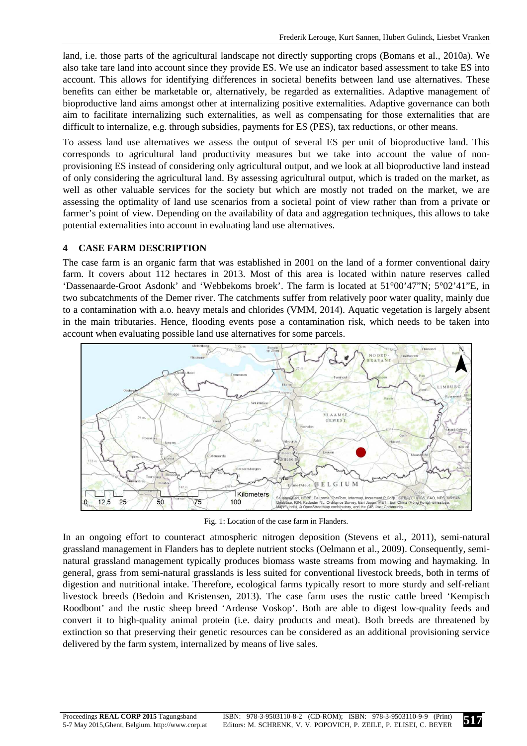land, i.e. those parts of the agricultural landscape not directly supporting crops (Bomans et al., 2010a). We also take tare land into account since they provide ES. We use an indicator based assessment to take ES into account. This allows for identifying differences in societal benefits between land use alternatives. These benefits can either be marketable or, alternatively, be regarded as externalities. Adaptive management of bioproductive land aims amongst other at internalizing positive externalities. Adaptive governance can both aim to facilitate internalizing such externalities, as well as compensating for those externalities that are difficult to internalize, e.g. through subsidies, payments for ES (PES), tax reductions, or other means.

To assess land use alternatives we assess the output of several ES per unit of bioproductive land. This corresponds to agricultural land productivity measures but we take into account the value of non-provisioning ES instead of considering only agricultural output, and we look at all bioproductive land instead of only considering the agricultural land. By assessing agricultural output, which is traded on the market, as well as other valuable services for the society but which are mostly not traded on the market, we are assessing the optimality of land use scenarios from a societal point of view rather than from a private or farmer's point of view. Depending on the availability of data and aggregation techniques, this allows to take potential externalities into account in evaluating land use alternatives.

## 4 CASE FARM DESCRIPTION

The case farm is an organic farm that was established in 2001 on the land of a former conventional dairy farm. It covers about 112 hectares in 2013. Most of this area is located within nature reserves called 'Dassenaarde-Groot Asdonk' and 'Webbekoms broek'. The farm is located at 51°00'47"N; 5°02'41"E, in two subcatchments of the Demer river. The catchments suffer from relatively poor water quality, mainly due to a contamination with a.o. heavy metals and chlorides (VMM, 2014). Aquatic vegetation is largely absent in the main tributaries. Hence, flooding events pose a contamination risk, which needs to be taken into account when evaluating possible land use alternatives for some parcels.

Fig. 1: Location of the case farm in Flanders.

In an ongoing effort to counteract atmospheric nitrogen deposition (Stevens et al., 2011), semi-natural grassland management in Flanders has to deplete nutrient stocks (Oelmann et al., 2009). Consequently, semi-natural grassland management typically produces biomass waste streams from mowing and haymaking. In general, grass from semi-natural grasslands is less suited for conventional livestock breeds, both in terms of digestion and nutritional intake. Therefore, ecological farms typically resort to more sturdy and self-reliant livestock breeds (Bedoin and Kristensen, 2013). The case farm uses the rustic cattle breed 'Kempisch Roodbont' and the rustic sheep breed 'Ardense Voskop'. Both are able to digest low-quality feeds and convert it to high-quality animal protein (i.e. dairy products and meat). Both breeds are threatened by extinction so that preserving their genetic resources can be considered as an additional provisioning service delivered by the farm system, internalized by means of live sales.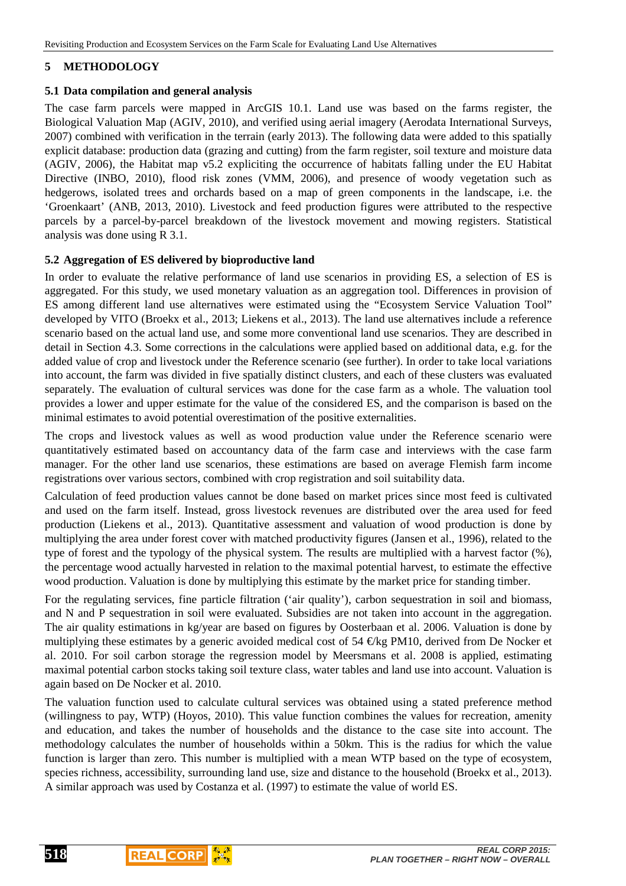## 5 METHODOLOGY

### 5.1 Data compilation and general analysis

The case farm parcels were mapped in ArcGIS 10.1. Land use was based on the farms register, the Biological Valuation Map (AGIV, 2010), and verified using aerial imagery (Aerodata International Surveys, 2007) combined with verification in the terrain (early 2013). The following data were added to this spatially explicit database: production data (grazing and cutting) from the farm register, soil texture and moisture data (AGIV, 2006), the Habitat map v5.2 expliciting the occurrence of habitats falling under the EU Habitat Directive (INBO, 2010), flood risk zones (VMM, 2006), and presence of woody vegetation such as hedgerows, isolated trees and orchards based on a map of green components in the landscape, i.e. the 'Groenkaart' (ANB, 2013, 2010). Livestock and feed production figures were attributed to the respective parcels by a parcel-by-parcel breakdown of the livestock movement and mowing registers. Statistical analysis was done using R 3.1.

### 5.2 Aggregation of ES delivered by bioproductive land

In order to evaluate the relative performance of land use scenarios in providing ES, a selection of ES is aggregated. For this study, we used monetary valuation as an aggregation tool. Differences in provision of ES among different land use alternatives were estimated using the "Ecosystem Service Valuation Tool" developed by VITO (Broekx et al., 2013; Liekens et al., 2013). The land use alternatives include a reference scenario based on the actual land use, and some more conventional land use scenarios. They are described in detail in Section 4.3. Some corrections in the calculations were applied based on additional data, e.g. for the added value of crop and livestock under the Reference scenario (see further). In order to take local variations into account, the farm was divided in five spatially distinct clusters, and each of these clusters was evaluated separately. The evaluation of cultural services was done for the case farm as a whole. The valuation tool provides a lower and upper estimate for the value of the considered ES, and the comparison is based on the minimal estimates to avoid potential overestimation of the positive externalities.

The crops and livestock values as well as wood production value under the Reference scenario were quantitatively estimated based on accountancy data of the farm case and interviews with the case farm manager. For the other land use scenarios, these estimations are based on average Flemish farm income registrations over various sectors, combined with crop registration and soil suitability data.

Calculation of feed production values cannot be done based on market prices since most feed is cultivated and used on the farm itself. Instead, gross livestock revenues are distributed over the area used for feed production (Liekens et al., 2013). Quantitative assessment and valuation of wood production is done by multiplying the area under forest cover with matched productivity figures (Jansen et al., 1996), related to the type of forest and the typology of the physical system. The results are multiplied with a harvest factor (%), the percentage wood actually harvested in relation to the maximal potential harvest, to estimate the effective wood production. Valuation is done by multiplying this estimate by the market price for standing timber.

For the regulating services, fine particle filtration ('air quality'), carbon sequestration in soil and biomass, and N and P sequestration in soil were evaluated. Subsidies are not taken into account in the aggregation. The air quality estimations in kg/year are based on figures by Oosterbaan et al. 2006. Valuation is done by multiplying these estimates by a generic avoided medical cost of 54 €/kg PM10, derived from De Nocker et al. 2010. For soil carbon storage the regression model by Meersmans et al. 2008 is applied, estimating maximal potential carbon stocks taking soil texture class, water tables and land use into account. Valuation is again based on De Nocker et al. 2010.

The valuation function used to calculate cultural services was obtained using a stated preference method (willingness to pay, WTP) (Hoyos, 2010). This value function combines the values for recreation, amenity and education, and takes the number of households and the distance to the case site into account. The methodology calculates the number of households within a 50km. This is the radius for which the value function is larger than zero. This number is multiplied with a mean WTP based on the type of ecosystem, species richness, accessibility, surrounding land use, size and distance to the household (Broekx et al., 2013). A similar approach was used by Costanza et al. (1997) to estimate the value of world ES.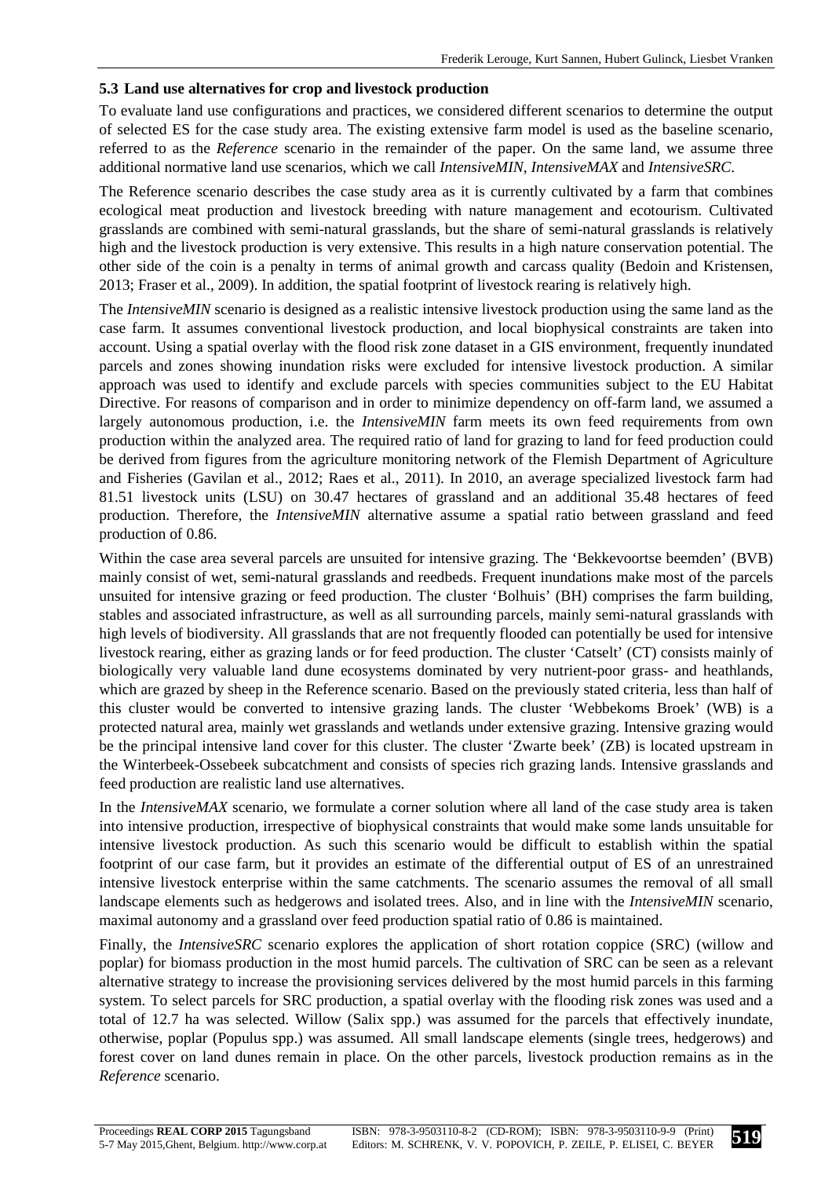### 5.3 Land use alternatives for crop and livestock production

To evaluate land use configurations and practices, we considered different scenarios to determine the output of selected ES for the case study area. The existing extensive farm model is used as the baseline scenario, referred to as the *Reference* scenario in the remainder of the paper. On the same land, we assume three additional normative land use scenarios, which we call *IntensiveMIN*, *IntensiveMAX* and *IntensiveSRC*.

The Reference scenario describes the case study area as it is currently cultivated by a farm that combines ecological meat production and livestock breeding with nature management and ecotourism. Cultivated grasslands are combined with semi-natural grasslands, but the share of semi-natural grasslands is relatively high and the livestock production is very extensive. This results in a high nature conservation potential. The other side of the coin is a penalty in terms of animal growth and carcass quality (Bedoin and Kristensen, 2013; Fraser et al., 2009). In addition, the spatial footprint of livestock rearing is relatively high.

The *IntensiveMIN* scenario is designed as a realistic intensive livestock production using the same land as the case farm. It assumes conventional livestock production, and local biophysical constraints are taken into account. Using a spatial overlay with the flood risk zone dataset in a GIS environment, frequently inundated parcels and zones showing inundation risks were excluded for intensive livestock production. A similar approach was used to identify and exclude parcels with species communities subject to the EU Habitat Directive. For reasons of comparison and in order to minimize dependency on off-farm land, we assumed a largely autonomous production, i.e. the *IntensiveMIN* farm meets its own feed requirements from own production within the analyzed area. The required ratio of land for grazing to land for feed production could be derived from figures from the agriculture monitoring network of the Flemish Department of Agriculture and Fisheries (Gavilan et al., 2012; Raes et al., 2011). In 2010, an average specialized livestock farm had 81.51 livestock units (LSU) on 30.47 hectares of grassland and an additional 35.48 hectares of feed production. Therefore, the *IntensiveMIN* alternative assume a spatial ratio between grassland and feed production of 0.86.

Within the case area several parcels are unsuited for intensive grazing. The 'Bekkevoortse beemden' (BVB) mainly consist of wet, semi-natural grasslands and reedbeds. Frequent inundations make most of the parcels unsuited for intensive grazing or feed production. The cluster 'Bolhuis' (BH) comprises the farm building, stables and associated infrastructure, as well as all surrounding parcels, mainly semi-natural grasslands with high levels of biodiversity. All grasslands that are not frequently flooded can potentially be used for intensive livestock rearing, either as grazing lands or for feed production. The cluster 'Catselt' (CT) consists mainly of biologically very valuable land dune ecosystems dominated by very nutrient-poor grass- and heathlands, which are grazed by sheep in the Reference scenario. Based on the previously stated criteria, less than half of this cluster would be converted to intensive grazing lands. The cluster 'Webbekoms Broek' (WB) is a protected natural area, mainly wet grasslands and wetlands under extensive grazing. Intensive grazing would be the principal intensive land cover for this cluster. The cluster 'Zwarte beek' (ZB) is located upstream in the Winterbeek-Ossebeek subcatchment and consists of species rich grazing lands. Intensive grasslands and feed production are realistic land use alternatives.

In the *IntensiveMAX* scenario, we formulate a corner solution where all land of the case study area is taken into intensive production, irrespective of biophysical constraints that would make some lands unsuitable for intensive livestock production. As such this scenario would be difficult to establish within the spatial footprint of our case farm, but it provides an estimate of the differential output of ES of an unrestrained intensive livestock enterprise within the same catchments. The scenario assumes the removal of all small landscape elements such as hedgerows and isolated trees. Also, and in line with the *IntensiveMIN* scenario, maximal autonomy and a grassland over feed production spatial ratio of 0.86 is maintained.

Finally, the *IntensiveSRC* scenario explores the application of short rotation coppice (SRC) (willow and poplar) for biomass production in the most humid parcels. The cultivation of SRC can be seen as a relevant alternative strategy to increase the provisioning services delivered by the most humid parcels in this farming system. To select parcels for SRC production, a spatial overlay with the flooding risk zones was used and a total of 12.7 ha was selected. Willow (Salix spp.) was assumed for the parcels that effectively inundate, otherwise, poplar (Populus spp.) was assumed. All small landscape elements (single trees, hedgerows) and forest cover on land dunes remain in place. On the other parcels, livestock production remains as in the *Reference* scenario.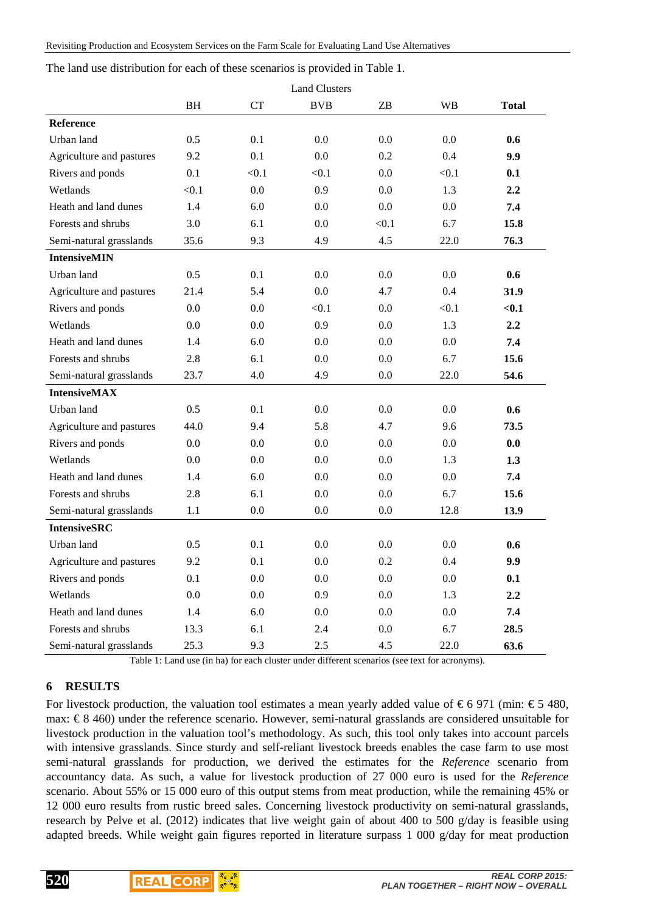The land use distribution for each of these scenarios is provided in Table 1.

| | Land Clusters | | | | | |
|---|---|---|---|---|---|---|
| | BH | CT | BVB | ZB | WB | **Total** |
| **Reference** | | | | | | |
| Urban land | 0.5 | 0.1 | 0.0 | 0.0 | 0.0 | **0.6** |
| Agriculture and pastures | 9.2 | 0.1 | 0.0 | 0.2 | 0.4 | **9.9** |
| Rivers and ponds | 0.1 | <0.1 | <0.1 | 0.0 | <0.1 | **0.1** |
| Wetlands | <0.1 | 0.0 | 0.9 | 0.0 | 1.3 | **2.2** |
| Heath and land dunes | 1.4 | 6.0 | 0.0 | 0.0 | 0.0 | **7.4** |
| Forests and shrubs | 3.0 | 6.1 | 0.0 | <0.1 | 6.7 | **15.8** |
| Semi-natural grasslands | 35.6 | 9.3 | 4.9 | 4.5 | 22.0 | **76.3** |
| **IntensiveMIN** | | | | | | |
| Urban land | 0.5 | 0.1 | 0.0 | 0.0 | 0.0 | **0.6** |
| Agriculture and pastures | 21.4 | 5.4 | 0.0 | 4.7 | 0.4 | **31.9** |
| Rivers and ponds | 0.0 | 0.0 | <0.1 | 0.0 | <0.1 | **<0.1** |
| Wetlands | 0.0 | 0.0 | 0.9 | 0.0 | 1.3 | **2.2** |
| Heath and land dunes | 1.4 | 6.0 | 0.0 | 0.0 | 0.0 | **7.4** |
| Forests and shrubs | 2.8 | 6.1 | 0.0 | 0.0 | 6.7 | **15.6** |
| Semi-natural grasslands | 23.7 | 4.0 | 4.9 | 0.0 | 22.0 | **54.6** |
| **IntensiveMAX** | | | | | | |
| Urban land | 0.5 | 0.1 | 0.0 | 0.0 | 0.0 | **0.6** |
| Agriculture and pastures | 44.0 | 9.4 | 5.8 | 4.7 | 9.6 | **73.5** |
| Rivers and ponds | 0.0 | 0.0 | 0.0 | 0.0 | 0.0 | **0.0** |
| Wetlands | 0.0 | 0.0 | 0.0 | 0.0 | 1.3 | **1.3** |
| Heath and land dunes | 1.4 | 6.0 | 0.0 | 0.0 | 0.0 | **7.4** |
| Forests and shrubs | 2.8 | 6.1 | 0.0 | 0.0 | 6.7 | **15.6** |
| Semi-natural grasslands | 1.1 | 0.0 | 0.0 | 0.0 | 12.8 | **13.9** |
| **IntensiveSRC** | | | | | | |
| Urban land | 0.5 | 0.1 | 0.0 | 0.0 | 0.0 | **0.6** |
| Agriculture and pastures | 9.2 | 0.1 | 0.0 | 0.2 | 0.4 | **9.9** |
| Rivers and ponds | 0.1 | 0.0 | 0.0 | 0.0 | 0.0 | **0.1** |
| Wetlands | 0.0 | 0.0 | 0.9 | 0.0 | 1.3 | **2.2** |
| Heath and land dunes | 1.4 | 6.0 | 0.0 | 0.0 | 0.0 | **7.4** |
| Forests and shrubs | 13.3 | 6.1 | 2.4 | 0.0 | 6.7 | **28.5** |
| Semi-natural grasslands | 25.3 | 9.3 | 2.5 | 4.5 | 22.0 | **63.6** |

Table 1: Land use (in ha) for each cluster under different scenarios (see text for acronyms).

## 6 RESULTS

For livestock production, the valuation tool estimates a mean yearly added value of € 6 971 (min: € 5 480, max: € 8 460) under the reference scenario. However, semi-natural grasslands are considered unsuitable for livestock production in the valuation tool's methodology. As such, this tool only takes into account parcels with intensive grasslands. Since sturdy and self-reliant livestock breeds enables the case farm to use most semi-natural grasslands for production, we derived the estimates for the *Reference* scenario from accountancy data. As such, a value for livestock production of 27 000 euro is used for the *Reference* scenario. About 55% or 15 000 euro of this output stems from meat production, while the remaining 45% or 12 000 euro results from rustic breed sales. Concerning livestock productivity on semi-natural grasslands, research by Pelve et al. (2012) indicates that live weight gain of about 400 to 500 g/day is feasible using adapted breeds. While weight gain figures reported in literature surpass 1 000 g/day for meat production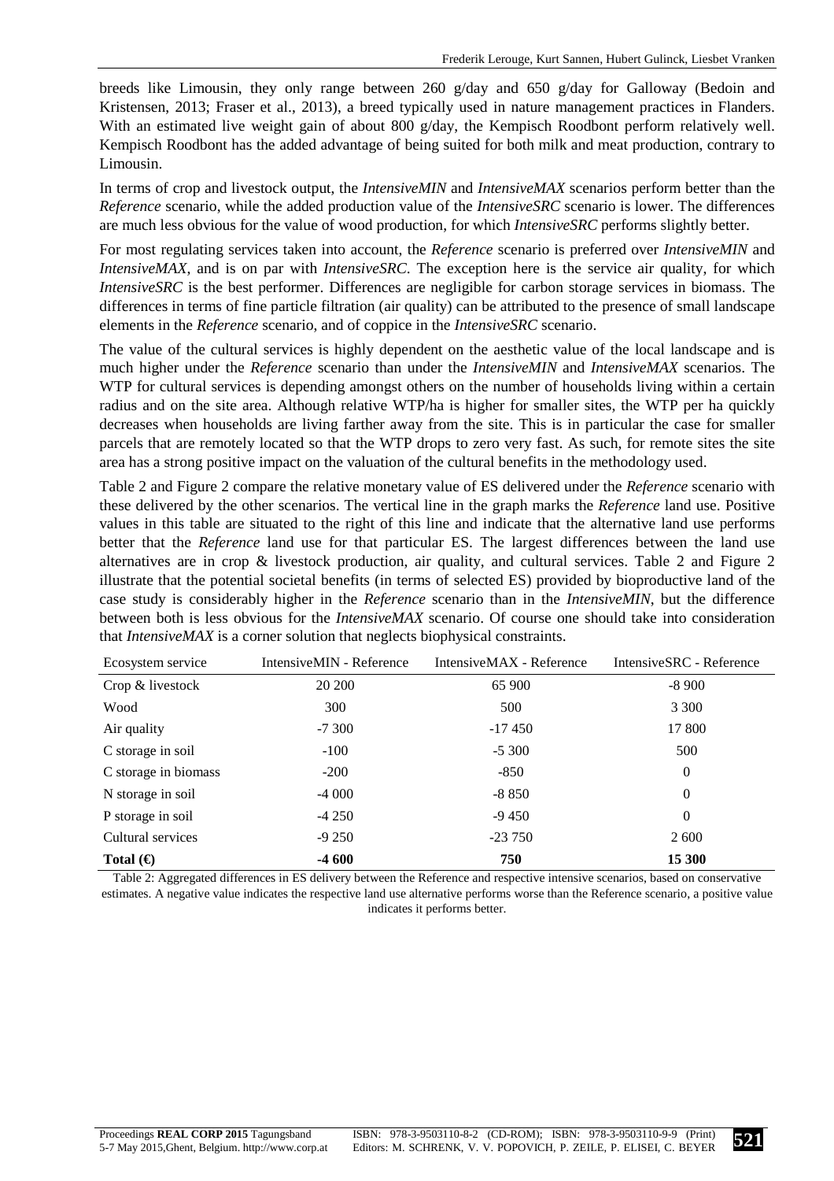breeds like Limousin, they only range between 260 g/day and 650 g/day for Galloway (Bedoin and Kristensen, 2013; Fraser et al., 2013), a breed typically used in nature management practices in Flanders. With an estimated live weight gain of about 800 g/day, the Kempisch Roodbont perform relatively well. Kempisch Roodbont has the added advantage of being suited for both milk and meat production, contrary to Limousin.

In terms of crop and livestock output, the *IntensiveMIN* and *IntensiveMAX* scenarios perform better than the *Reference* scenario, while the added production value of the *IntensiveSRC* scenario is lower. The differences are much less obvious for the value of wood production, for which *IntensiveSRC* performs slightly better.

For most regulating services taken into account, the *Reference* scenario is preferred over *IntensiveMIN* and *IntensiveMAX*, and is on par with *IntensiveSRC*. The exception here is the service air quality, for which *IntensiveSRC* is the best performer. Differences are negligible for carbon storage services in biomass. The differences in terms of fine particle filtration (air quality) can be attributed to the presence of small landscape elements in the *Reference* scenario, and of coppice in the *IntensiveSRC* scenario.

The value of the cultural services is highly dependent on the aesthetic value of the local landscape and is much higher under the *Reference* scenario than under the *IntensiveMIN* and *IntensiveMAX* scenarios. The WTP for cultural services is depending amongst others on the number of households living within a certain radius and on the site area. Although relative WTP/ha is higher for smaller sites, the WTP per ha quickly decreases when households are living farther away from the site. This is in particular the case for smaller parcels that are remotely located so that the WTP drops to zero very fast. As such, for remote sites the site area has a strong positive impact on the valuation of the cultural benefits in the methodology used.

Table 2 and Figure 2 compare the relative monetary value of ES delivered under the *Reference* scenario with these delivered by the other scenarios. The vertical line in the graph marks the *Reference* land use. Positive values in this table are situated to the right of this line and indicate that the alternative land use performs better that the *Reference* land use for that particular ES. The largest differences between the land use alternatives are in crop & livestock production, air quality, and cultural services. Table 2 and Figure 2 illustrate that the potential societal benefits (in terms of selected ES) provided by bioproductive land of the case study is considerably higher in the *Reference* scenario than in the *IntensiveMIN*, but the difference between both is less obvious for the *IntensiveMAX* scenario. Of course one should take into consideration that *IntensiveMAX* is a corner solution that neglects biophysical constraints.

| Ecosystem service | IntensiveMIN - Reference | IntensiveMAX - Reference | IntensiveSRC - Reference |
|---|---|---|---|
| Crop & livestock | 20 200 | 65 900 | -8 900 |
| Wood | 300 | 500 | 3 300 |
| Air quality | -7 300 | -17 450 | 17 800 |
| C storage in soil | -100 | -5 300 | 500 |
| C storage in biomass | -200 | -850 | 0 |
| N storage in soil | -4 000 | -8 850 | 0 |
| P storage in soil | -4 250 | -9 450 | 0 |
| Cultural services | -9 250 | -23 750 | 2 600 |
| **Total (€)** | **-4 600** | **750** | **15 300** |

Table 2: Aggregated differences in ES delivery between the Reference and respective intensive scenarios, based on conservative estimates. A negative value indicates the respective land use alternative performs worse than the Reference scenario, a positive value indicates it performs better.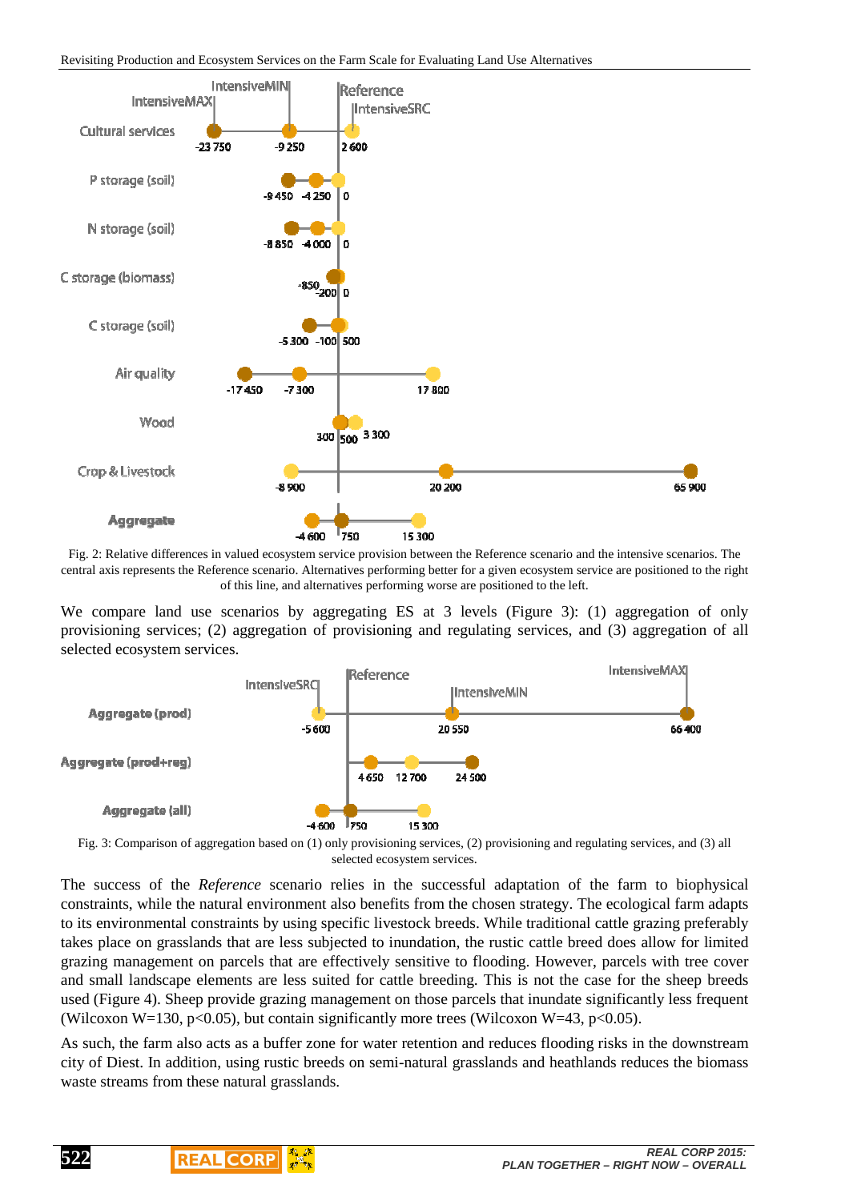Fig. 2: Relative differences in valued ecosystem service provision between the Reference scenario and the intensive scenarios. The central axis represents the Reference scenario. Alternatives performing better for a given ecosystem service are positioned to the right of this line, and alternatives performing worse are positioned to the left.

We compare land use scenarios by aggregating ES at 3 levels (Figure 3): (1) aggregation of only provisioning services; (2) aggregation of provisioning and regulating services, and (3) aggregation of all selected ecosystem services.

Fig. 3: Comparison of aggregation based on (1) only provisioning services, (2) provisioning and regulating services, and (3) all selected ecosystem services.

The success of the *Reference* scenario relies in the successful adaptation of the farm to biophysical constraints, while the natural environment also benefits from the chosen strategy. The ecological farm adapts to its environmental constraints by using specific livestock breeds. While traditional cattle grazing preferably takes place on grasslands that are less subjected to inundation, the rustic cattle breed does allow for limited grazing management on parcels that are effectively sensitive to flooding. However, parcels with tree cover and small landscape elements are less suited for cattle breeding. This is not the case for the sheep breeds used (Figure 4). Sheep provide grazing management on those parcels that inundate significantly less frequent (Wilcoxon W=130, $p<0.05$), but contain significantly more trees (Wilcoxon W=43, $p<0.05$).

As such, the farm also acts as a buffer zone for water retention and reduces flooding risks in the downstream city of Diest. In addition, using rustic breeds on semi-natural grasslands and heathlands reduces the biomass waste streams from these natural grasslands.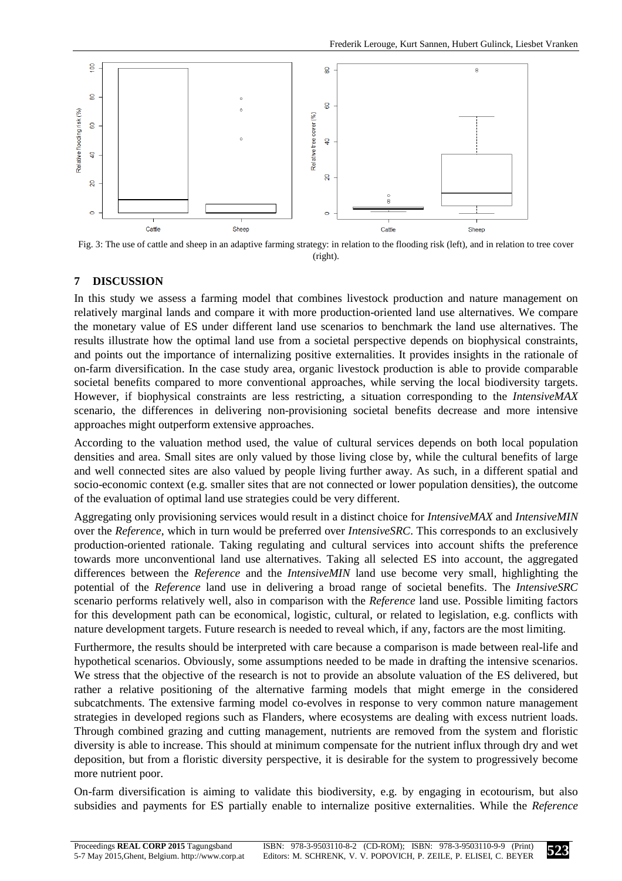Fig. 3: The use of cattle and sheep in an adaptive farming strategy: in relation to the flooding risk (left), and in relation to tree cover (right).

## 7 DISCUSSION

In this study we assess a farming model that combines livestock production and nature management on relatively marginal lands and compare it with more production-oriented land use alternatives. We compare the monetary value of ES under different land use scenarios to benchmark the land use alternatives. The results illustrate how the optimal land use from a societal perspective depends on biophysical constraints, and points out the importance of internalizing positive externalities. It provides insights in the rationale of on-farm diversification. In the case study area, organic livestock production is able to provide comparable societal benefits compared to more conventional approaches, while serving the local biodiversity targets. However, if biophysical constraints are less restricting, a situation corresponding to the *IntensiveMAX* scenario, the differences in delivering non-provisioning societal benefits decrease and more intensive approaches might outperform extensive approaches.

According to the valuation method used, the value of cultural services depends on both local population densities and area. Small sites are only valued by those living close by, while the cultural benefits of large and well connected sites are also valued by people living further away. As such, in a different spatial and socio-economic context (e.g. smaller sites that are not connected or lower population densities), the outcome of the evaluation of optimal land use strategies could be very different.

Aggregating only provisioning services would result in a distinct choice for *IntensiveMAX* and *IntensiveMIN* over the *Reference*, which in turn would be preferred over *IntensiveSRC*. This corresponds to an exclusively production-oriented rationale. Taking regulating and cultural services into account shifts the preference towards more unconventional land use alternatives. Taking all selected ES into account, the aggregated differences between the *Reference* and the *IntensiveMIN* land use become very small, highlighting the potential of the *Reference* land use in delivering a broad range of societal benefits. The *IntensiveSRC* scenario performs relatively well, also in comparison with the *Reference* land use. Possible limiting factors for this development path can be economical, logistic, cultural, or related to legislation, e.g. conflicts with nature development targets. Future research is needed to reveal which, if any, factors are the most limiting.

Furthermore, the results should be interpreted with care because a comparison is made between real-life and hypothetical scenarios. Obviously, some assumptions needed to be made in drafting the intensive scenarios. We stress that the objective of the research is not to provide an absolute valuation of the ES delivered, but rather a relative positioning of the alternative farming models that might emerge in the considered subcatchments. The extensive farming model co-evolves in response to very common nature management strategies in developed regions such as Flanders, where ecosystems are dealing with excess nutrient loads. Through combined grazing and cutting management, nutrients are removed from the system and floristic diversity is able to increase. This should at minimum compensate for the nutrient influx through dry and wet deposition, but from a floristic diversity perspective, it is desirable for the system to progressively become more nutrient poor.

On-farm diversification is aiming to validate this biodiversity, e.g. by engaging in ecotourism, but also subsidies and payments for ES partially enable to internalize positive externalities. While the *Reference*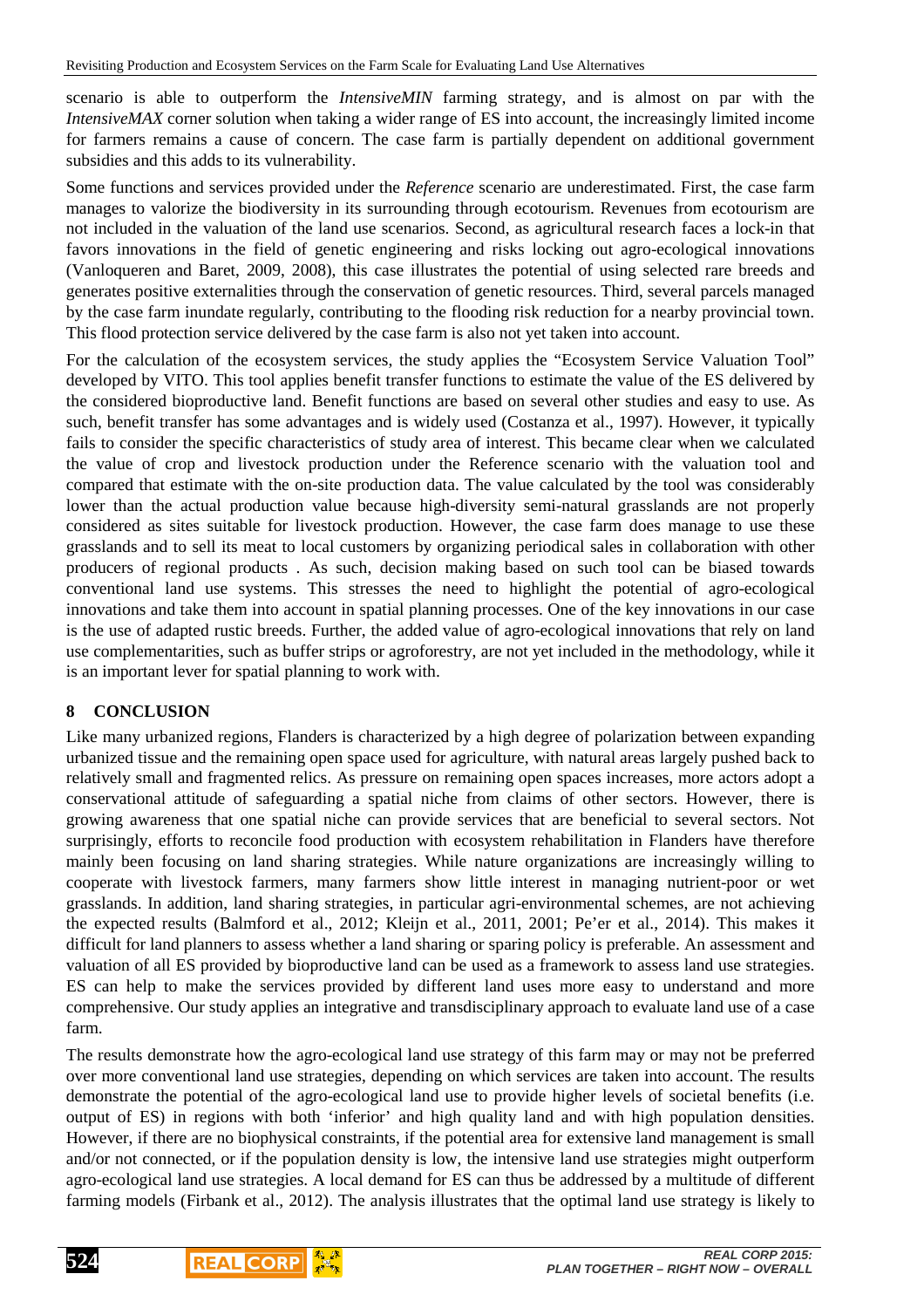scenario is able to outperform the *IntensiveMIN* farming strategy, and is almost on par with the *IntensiveMAX* corner solution when taking a wider range of ES into account, the increasingly limited income for farmers remains a cause of concern. The case farm is partially dependent on additional government subsidies and this adds to its vulnerability.

Some functions and services provided under the *Reference* scenario are underestimated. First, the case farm manages to valorize the biodiversity in its surrounding through ecotourism. Revenues from ecotourism are not included in the valuation of the land use scenarios. Second, as agricultural research faces a lock-in that favors innovations in the field of genetic engineering and risks locking out agro-ecological innovations (Vanloqueren and Baret, 2009, 2008), this case illustrates the potential of using selected rare breeds and generates positive externalities through the conservation of genetic resources. Third, several parcels managed by the case farm inundate regularly, contributing to the flooding risk reduction for a nearby provincial town. This flood protection service delivered by the case farm is also not yet taken into account.

For the calculation of the ecosystem services, the study applies the "Ecosystem Service Valuation Tool" developed by VITO. This tool applies benefit transfer functions to estimate the value of the ES delivered by the considered bioproductive land. Benefit functions are based on several other studies and easy to use. As such, benefit transfer has some advantages and is widely used (Costanza et al., 1997). However, it typically fails to consider the specific characteristics of study area of interest. This became clear when we calculated the value of crop and livestock production under the Reference scenario with the valuation tool and compared that estimate with the on-site production data. The value calculated by the tool was considerably lower than the actual production value because high-diversity semi-natural grasslands are not properly considered as sites suitable for livestock production. However, the case farm does manage to use these grasslands and to sell its meat to local customers by organizing periodical sales in collaboration with other producers of regional products . As such, decision making based on such tool can be biased towards conventional land use systems. This stresses the need to highlight the potential of agro-ecological innovations and take them into account in spatial planning processes. One of the key innovations in our case is the use of adapted rustic breeds. Further, the added value of agro-ecological innovations that rely on land use complementarities, such as buffer strips or agroforestry, are not yet included in the methodology, while it is an important lever for spatial planning to work with.

## 8 CONCLUSION

Like many urbanized regions, Flanders is characterized by a high degree of polarization between expanding urbanized tissue and the remaining open space used for agriculture, with natural areas largely pushed back to relatively small and fragmented relics. As pressure on remaining open spaces increases, more actors adopt a conservational attitude of safeguarding a spatial niche from claims of other sectors. However, there is growing awareness that one spatial niche can provide services that are beneficial to several sectors. Not surprisingly, efforts to reconcile food production with ecosystem rehabilitation in Flanders have therefore mainly been focusing on land sharing strategies. While nature organizations are increasingly willing to cooperate with livestock farmers, many farmers show little interest in managing nutrient-poor or wet grasslands. In addition, land sharing strategies, in particular agri-environmental schemes, are not achieving the expected results (Balmford et al., 2012; Kleijn et al., 2011, 2001; Pe'er et al., 2014). This makes it difficult for land planners to assess whether a land sharing or sparing policy is preferable. An assessment and valuation of all ES provided by bioproductive land can be used as a framework to assess land use strategies. ES can help to make the services provided by different land uses more easy to understand and more comprehensive. Our study applies an integrative and transdisciplinary approach to evaluate land use of a case farm.

The results demonstrate how the agro-ecological land use strategy of this farm may or may not be preferred over more conventional land use strategies, depending on which services are taken into account. The results demonstrate the potential of the agro-ecological land use to provide higher levels of societal benefits (i.e. output of ES) in regions with both 'inferior' and high quality land and with high population densities. However, if there are no biophysical constraints, if the potential area for extensive land management is small and/or not connected, or if the population density is low, the intensive land use strategies might outperform agro-ecological land use strategies. A local demand for ES can thus be addressed by a multitude of different farming models (Firbank et al., 2012). The analysis illustrates that the optimal land use strategy is likely to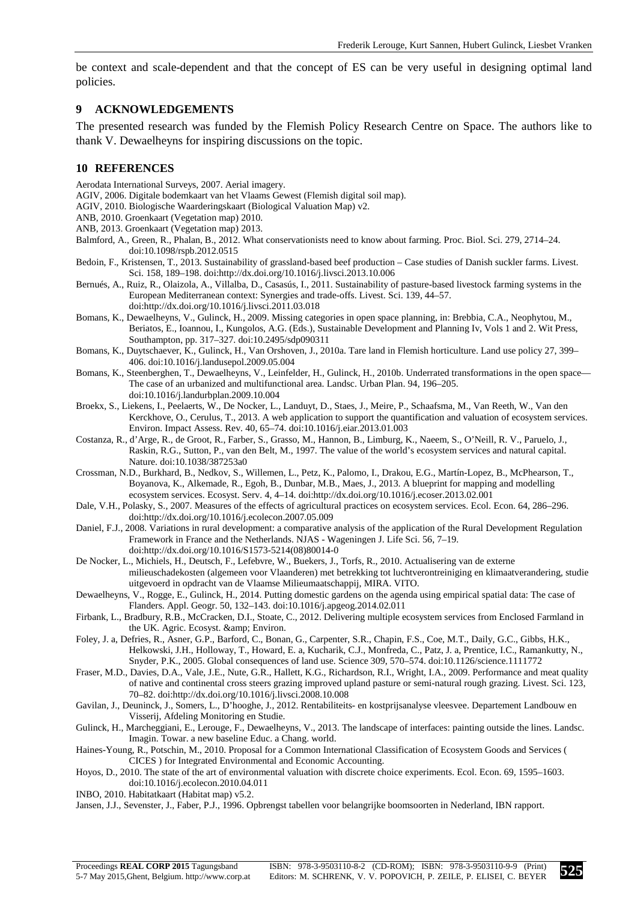be context and scale-dependent and that the concept of ES can be very useful in designing optimal land policies.

## 9 ACKNOWLEDGEMENTS

The presented research was funded by the Flemish Policy Research Centre on Space. The authors like to thank V. Dewaelheyns for inspiring discussions on the topic.

## 10 REFERENCES

Aerodata International Surveys, 2007. Aerial imagery.

AGIV, 2006. Digitale bodemkaart van het Vlaams Gewest (Flemish digital soil map).

AGIV, 2010. Biologische Waarderingskaart (Biological Valuation Map) v2.

ANB, 2010. Groenkaart (Vegetation map) 2010.

ANB, 2013. Groenkaart (Vegetation map) 2013.

Balmford, A., Green, R., Phalan, B., 2012. What conservationists need to know about farming. Proc. Biol. Sci. 279, 2714–24. doi:10.1098/rspb.2012.0515

Bedoin, F., Kristensen, T., 2013. Sustainability of grassland-based beef production – Case studies of Danish suckler farms. Livest. Sci. 158, 189–198. doi:http://dx.doi.org/10.1016/j.livsci.2013.10.006

Bernués, A., Ruiz, R., Olaizola, A., Villalba, D., Casasús, I., 2011. Sustainability of pasture-based livestock farming systems in the European Mediterranean context: Synergies and trade-offs. Livest. Sci. 139, 44–57. doi:http://dx.doi.org/10.1016/j.livsci.2011.03.018

Bomans, K., Dewaelheyns, V., Gulinck, H., 2009. Missing categories in open space planning, in: Brebbia, C.A., Neophytou, M., Beriatos, E., Ioannou, I., Kungolos, A.G. (Eds.), Sustainable Development and Planning Iv, Vols 1 and 2. Wit Press, Southampton, pp. 317–327. doi:10.2495/sdp090311

Bomans, K., Duytschaever, K., Gulinck, H., Van Orshoven, J., 2010a. Tare land in Flemish horticulture. Land use policy 27, 399–406. doi:10.1016/j.landusepol.2009.05.004

Bomans, K., Steenberghen, T., Dewaelheyns, V., Leinfelder, H., Gulinck, H., 2010b. Underrated transformations in the open space—The case of an urbanized and multifunctional area. Landsc. Urban Plan. 94, 196–205. doi:10.1016/j.landurbplan.2009.10.004

Broekx, S., Liekens, I., Peelaerts, W., De Nocker, L., Landuyt, D., Staes, J., Meire, P., Schaafsma, M., Van Reeth, W., Van den Kerckhove, O., Cerulus, T., 2013. A web application to support the quantification and valuation of ecosystem services. Environ. Impact Assess. Rev. 40, 65–74. doi:10.1016/j.eiar.2013.01.003

Costanza, R., d'Arge, R., de Groot, R., Farber, S., Grasso, M., Hannon, B., Limburg, K., Naeem, S., O'Neill, R. V., Paruelo, J., Raskin, R.G., Sutton, P., van den Belt, M., 1997. The value of the world's ecosystem services and natural capital. Nature. doi:10.1038/387253a0

Crossman, N.D., Burkhard, B., Nedkov, S., Willemen, L., Petz, K., Palomo, I., Drakou, E.G., Martín-Lopez, B., McPhearson, T., Boyanova, K., Alkemade, R., Egoh, B., Dunbar, M.B., Maes, J., 2013. A blueprint for mapping and modelling ecosystem services. Ecosyst. Serv. 4, 4–14. doi:http://dx.doi.org/10.1016/j.ecoser.2013.02.001

Dale, V.H., Polasky, S., 2007. Measures of the effects of agricultural practices on ecosystem services. Ecol. Econ. 64, 286–296. doi:http://dx.doi.org/10.1016/j.ecolecon.2007.05.009

Daniel, F.J., 2008. Variations in rural development: a comparative analysis of the application of the Rural Development Regulation Framework in France and the Netherlands. NJAS - Wageningen J. Life Sci. 56, 7–19. doi:http://dx.doi.org/10.1016/S1573-5214(08)80014-0

De Nocker, L., Michiels, H., Deutsch, F., Lefebvre, W., Buekers, J., Torfs, R., 2010. Actualisering van de externe milieuschadekosten (algemeen voor Vlaanderen) met betrekking tot luchtverontreiniging en klimaatverandering, studie uitgevoerd in opdracht van de Vlaamse Milieumaatschappij, MIRA. VITO.

Dewaelheyns, V., Rogge, E., Gulinck, H., 2014. Putting domestic gardens on the agenda using empirical spatial data: The case of Flanders. Appl. Geogr. 50, 132–143. doi:10.1016/j.apgeog.2014.02.011

Firbank, L., Bradbury, R.B., McCracken, D.I., Stoate, C., 2012. Delivering multiple ecosystem services from Enclosed Farmland in the UK. Agric. Ecosyst. &amp; Environ.

Foley, J. a, Defries, R., Asner, G.P., Barford, C., Bonan, G., Carpenter, S.R., Chapin, F.S., Coe, M.T., Daily, G.C., Gibbs, H.K., Helkowski, J.H., Holloway, T., Howard, E. a, Kucharik, C.J., Monfreda, C., Patz, J. a, Prentice, I.C., Ramankutty, N., Snyder, P.K., 2005. Global consequences of land use. Science 309, 570–574. doi:10.1126/science.1111772

Fraser, M.D., Davies, D.A., Vale, J.E., Nute, G.R., Hallett, K.G., Richardson, R.I., Wright, I.A., 2009. Performance and meat quality of native and continental cross steers grazing improved upland pasture or semi-natural rough grazing. Livest. Sci. 123, 70–82. doi:http://dx.doi.org/10.1016/j.livsci.2008.10.008

Gavilan, J., Deuninck, J., Somers, L., D'hooghe, J., 2012. Rentabiliteits- en kostprijsanalyse vleesvee. Departement Landbouw en Visserij, Afdeling Monitoring en Studie.

Gulinck, H., Marcheggiani, E., Lerouge, F., Dewaelheyns, V., 2013. The landscape of interfaces: painting outside the lines. Landsc. Imagin. Towar. a new baseline Educ. a Chang. world.

Haines-Young, R., Potschin, M., 2010. Proposal for a Common International Classification of Ecosystem Goods and Services ( CICES ) for Integrated Environmental and Economic Accounting.

Hoyos, D., 2010. The state of the art of environmental valuation with discrete choice experiments. Ecol. Econ. 69, 1595–1603. doi:10.1016/j.ecolecon.2010.04.011

INBO, 2010. Habitatkaart (Habitat map) v5.2.

Jansen, J.J., Sevenster, J., Faber, P.J., 1996. Opbrengst tabellen voor belangrijke boomsoorten in Nederland, IBN rapport.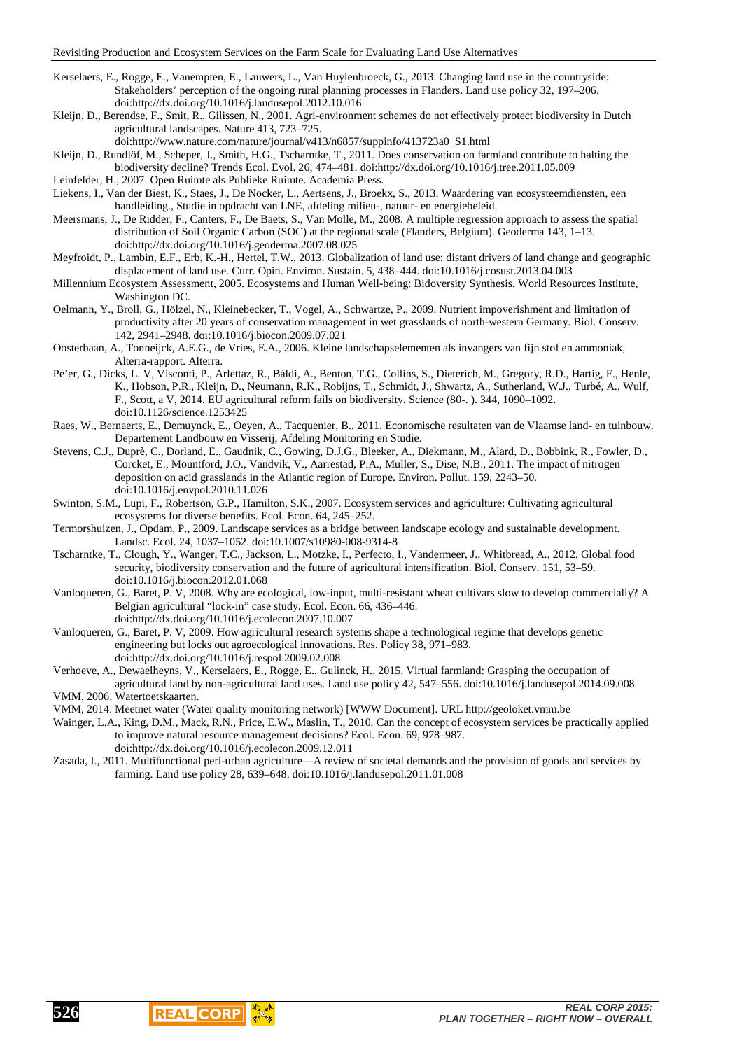Kerselaers, E., Rogge, E., Vanempten, E., Lauwers, L., Van Huylenbroeck, G., 2013. Changing land use in the countryside: Stakeholders' perception of the ongoing rural planning processes in Flanders. Land use policy 32, 197–206. doi:http://dx.doi.org/10.1016/j.landusepol.2012.10.016

Kleijn, D., Berendse, F., Smit, R., Gilissen, N., 2001. Agri-environment schemes do not effectively protect biodiversity in Dutch agricultural landscapes. Nature 413, 723–725. doi:http://www.nature.com/nature/journal/v413/n6857/suppinfo/413723a0_S1.html

Kleijn, D., Rundlöf, M., Scheper, J., Smith, H.G., Tscharntke, T., 2011. Does conservation on farmland contribute to halting the biodiversity decline? Trends Ecol. Evol. 26, 474–481. doi:http://dx.doi.org/10.1016/j.tree.2011.05.009

Leinfelder, H., 2007. Open Ruimte als Publieke Ruimte. Academia Press.

Liekens, I., Van der Biest, K., Staes, J., De Nocker, L., Aertsens, J., Broekx, S., 2013. Waardering van ecosysteemdiensten, een handleiding., Studie in opdracht van LNE, afdeling milieu-, natuur- en energiebeleid.

Meersmans, J., De Ridder, F., Canters, F., De Baets, S., Van Molle, M., 2008. A multiple regression approach to assess the spatial distribution of Soil Organic Carbon (SOC) at the regional scale (Flanders, Belgium). Geoderma 143, 1–13. doi:http://dx.doi.org/10.1016/j.geoderma.2007.08.025

Meyfroidt, P., Lambin, E.F., Erb, K.-H., Hertel, T.W., 2013. Globalization of land use: distant drivers of land change and geographic displacement of land use. Curr. Opin. Environ. Sustain. 5, 438–444. doi:10.1016/j.cosust.2013.04.003

Millennium Ecosystem Assessment, 2005. Ecosystems and Human Well-being: Bidoversity Synthesis. World Resources Institute, Washington DC.

Oelmann, Y., Broll, G., Hölzel, N., Kleinebecker, T., Vogel, A., Schwartze, P., 2009. Nutrient impoverishment and limitation of productivity after 20 years of conservation management in wet grasslands of north-western Germany. Biol. Conserv. 142, 2941–2948. doi:10.1016/j.biocon.2009.07.021

Oosterbaan, A., Tonneijck, A.E.G., de Vries, E.A., 2006. Kleine landschapselementen als invangers van fijn stof en ammoniak, Alterra-rapport. Alterra.

Pe'er, G., Dicks, L. V, Visconti, P., Arlettaz, R., Báldi, A., Benton, T.G., Collins, S., Dieterich, M., Gregory, R.D., Hartig, F., Henle, K., Hobson, P.R., Kleijn, D., Neumann, R.K., Robijns, T., Schmidt, J., Shwartz, A., Sutherland, W.J., Turbé, A., Wulf, F., Scott, a V, 2014. EU agricultural reform fails on biodiversity. Science (80-. ). 344, 1090–1092. doi:10.1126/science.1253425

Raes, W., Bernaerts, E., Demuynck, E., Oeyen, A., Tacquenier, B., 2011. Economische resultaten van de Vlaamse land- en tuinbouw. Departement Landbouw en Visserij, Afdeling Monitoring en Studie.

Stevens, C.J., Duprè, C., Dorland, E., Gaudnik, C., Gowing, D.J.G., Bleeker, A., Diekmann, M., Alard, D., Bobbink, R., Fowler, D., Corcket, E., Mountford, J.O., Vandvik, V., Aarrestad, P.A., Muller, S., Dise, N.B., 2011. The impact of nitrogen deposition on acid grasslands in the Atlantic region of Europe. Environ. Pollut. 159, 2243–50. doi:10.1016/j.envpol.2010.11.026

Swinton, S.M., Lupi, F., Robertson, G.P., Hamilton, S.K., 2007. Ecosystem services and agriculture: Cultivating agricultural ecosystems for diverse benefits. Ecol. Econ. 64, 245–252.

Termorshuizen, J., Opdam, P., 2009. Landscape services as a bridge between landscape ecology and sustainable development. Landsc. Ecol. 24, 1037–1052. doi:10.1007/s10980-008-9314-8

Tscharntke, T., Clough, Y., Wanger, T.C., Jackson, L., Motzke, I., Perfecto, I., Vandermeer, J., Whitbread, A., 2012. Global food security, biodiversity conservation and the future of agricultural intensification. Biol. Conserv. 151, 53–59. doi:10.1016/j.biocon.2012.01.068

Vanloqueren, G., Baret, P. V, 2008. Why are ecological, low-input, multi-resistant wheat cultivars slow to develop commercially? A Belgian agricultural "lock-in" case study. Ecol. Econ. 66, 436–446. doi:http://dx.doi.org/10.1016/j.ecolecon.2007.10.007

Vanloqueren, G., Baret, P. V, 2009. How agricultural research systems shape a technological regime that develops genetic engineering but locks out agroecological innovations. Res. Policy 38, 971–983. doi:http://dx.doi.org/10.1016/j.respol.2009.02.008

Verhoeve, A., Dewaelheyns, V., Kerselaers, E., Rogge, E., Gulinck, H., 2015. Virtual farmland: Grasping the occupation of agricultural land by non-agricultural land uses. Land use policy 42, 547–556. doi:10.1016/j.landusepol.2014.09.008

VMM, 2006. Watertoetskaarten.

VMM, 2014. Meetnet water (Water quality monitoring network) [WWW Document]. URL http://geoloket.vmm.be

Wainger, L.A., King, D.M., Mack, R.N., Price, E.W., Maslin, T., 2010. Can the concept of ecosystem services be practically applied to improve natural resource management decisions? Ecol. Econ. 69, 978–987. doi:http://dx.doi.org/10.1016/j.ecolecon.2009.12.011

Zasada, I., 2011. Multifunctional peri-urban agriculture—A review of societal demands and the provision of goods and services by farming. Land use policy 28, 639–648. doi:10.1016/j.landusepol.2011.01.008